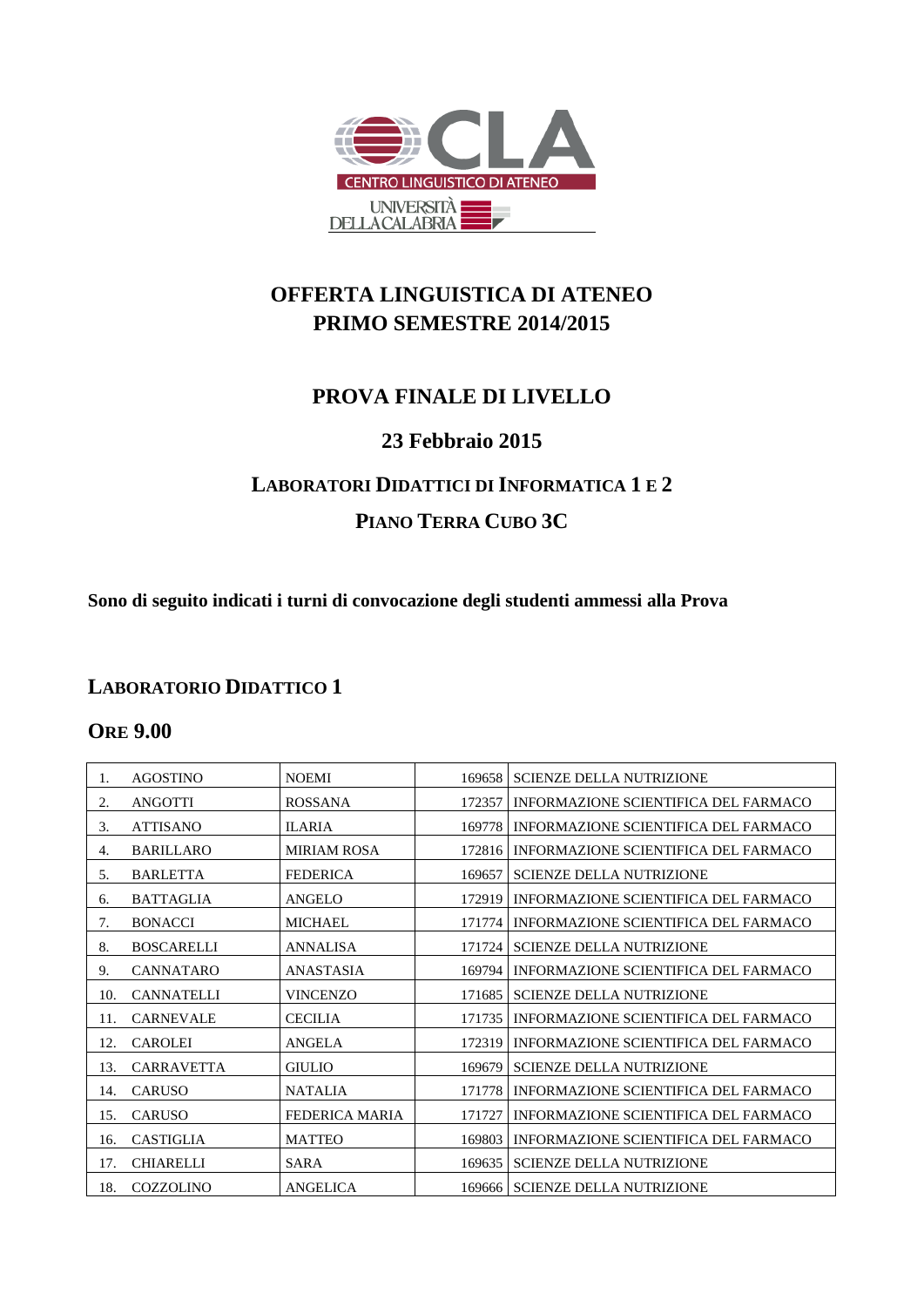# OFFERTA LINGUISTICA DI ATENEO
# PRIMO SEMESTRE 2014/2015

## PROVA FINALE DI LIVELLO

### 23 Febbraio 2015

### LABORATORI DIDATTICI DI INFORMATICA 1 E 2

### PIANO TERRA CUBO 3C

**Sono di seguito indicati i turni di convocazione degli studenti ammessi alla Prova**

## LABORATORIO DIDATTICO 1

## ORE 9.00

| | | | | |
|---|---|---|---|---|
| 1. | AGOSTINO | NOEMI | 169658 | SCIENZE DELLA NUTRIZIONE |
| 2. | ANGOTTI | ROSSANA | 172357 | INFORMAZIONE SCIENTIFICA DEL FARMACO |
| 3. | ATTISANO | ILARIA | 169778 | INFORMAZIONE SCIENTIFICA DEL FARMACO |
| 4. | BARILLARO | MIRIAM ROSA | 172816 | INFORMAZIONE SCIENTIFICA DEL FARMACO |
| 5. | BARLETTA | FEDERICA | 169657 | SCIENZE DELLA NUTRIZIONE |
| 6. | BATTAGLIA | ANGELO | 172919 | INFORMAZIONE SCIENTIFICA DEL FARMACO |
| 7. | BONACCI | MICHAEL | 171774 | INFORMAZIONE SCIENTIFICA DEL FARMACO |
| 8. | BOSCARELLI | ANNALISA | 171724 | SCIENZE DELLA NUTRIZIONE |
| 9. | CANNATARO | ANASTASIA | 169794 | INFORMAZIONE SCIENTIFICA DEL FARMACO |
| 10. | CANNATELLI | VINCENZO | 171685 | SCIENZE DELLA NUTRIZIONE |
| 11. | CARNEVALE | CECILIA | 171735 | INFORMAZIONE SCIENTIFICA DEL FARMACO |
| 12. | CAROLEI | ANGELA | 172319 | INFORMAZIONE SCIENTIFICA DEL FARMACO |
| 13. | CARRAVETTA | GIULIO | 169679 | SCIENZE DELLA NUTRIZIONE |
| 14. | CARUSO | NATALIA | 171778 | INFORMAZIONE SCIENTIFICA DEL FARMACO |
| 15. | CARUSO | FEDERICA MARIA | 171727 | INFORMAZIONE SCIENTIFICA DEL FARMACO |
| 16. | CASTIGLIA | MATTEO | 169803 | INFORMAZIONE SCIENTIFICA DEL FARMACO |
| 17. | CHIARELLI | SARA | 169635 | SCIENZE DELLA NUTRIZIONE |
| 18. | COZZOLINO | ANGELICA | 169666 | SCIENZE DELLA NUTRIZIONE |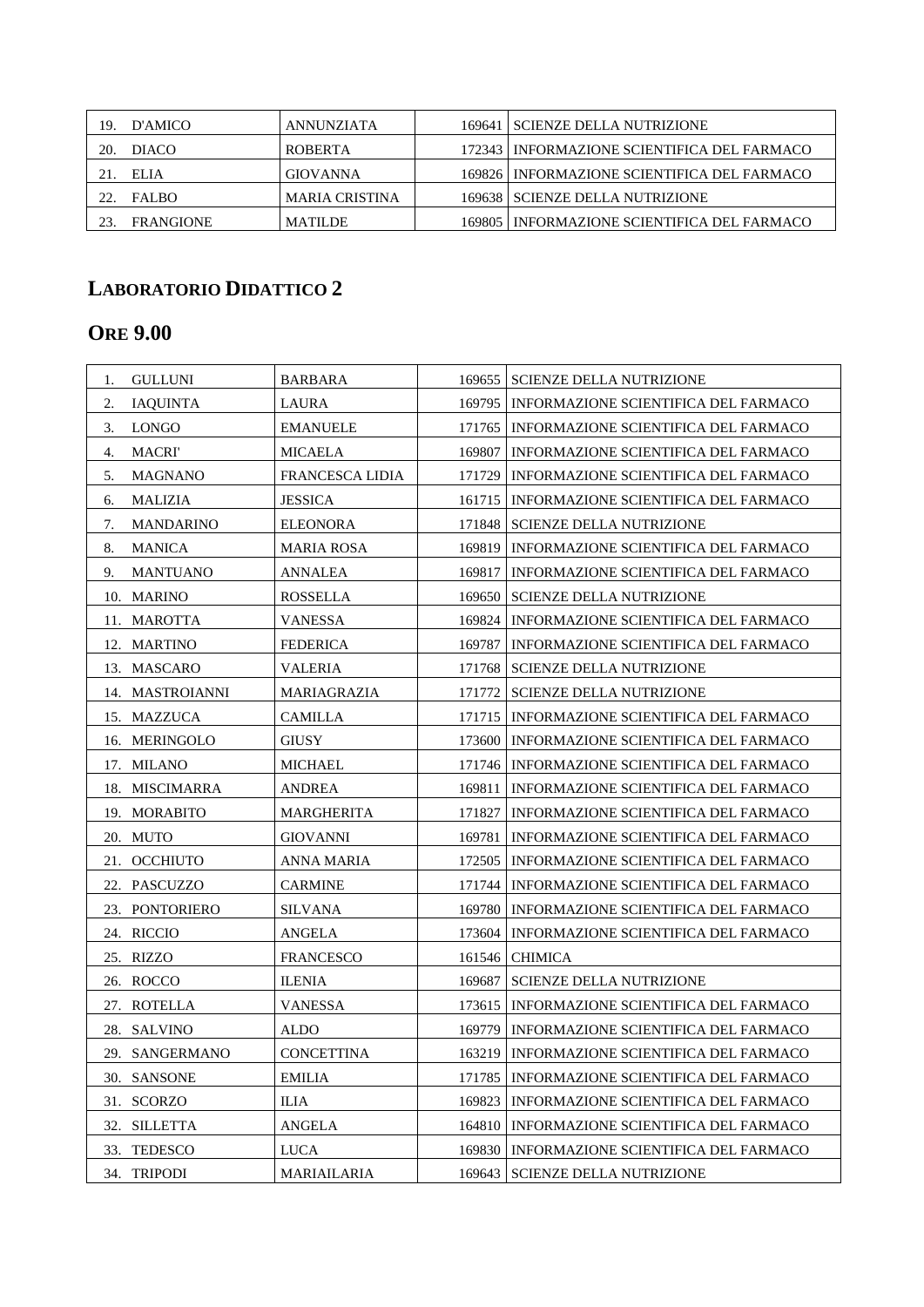| | | | |
|---|---|---|---|
| 19. D'AMICO | ANNUNZIATA | 169641 | SCIENZE DELLA NUTRIZIONE |
| 20. DIACO | ROBERTA | 172343 | INFORMAZIONE SCIENTIFICA DEL FARMACO |
| 21. ELIA | GIOVANNA | 169826 | INFORMAZIONE SCIENTIFICA DEL FARMACO |
| 22. FALBO | MARIA CRISTINA | 169638 | SCIENZE DELLA NUTRIZIONE |
| 23. FRANGIONE | MATILDE | 169805 | INFORMAZIONE SCIENTIFICA DEL FARMACO |

## LABORATORIO DIDATTICO 2

## ORE 9.00

| | | | |
|---|---|---|---|
| 1. GULLUNI | BARBARA | 169655 | SCIENZE DELLA NUTRIZIONE |
| 2. IAQUINTA | LAURA | 169795 | INFORMAZIONE SCIENTIFICA DEL FARMACO |
| 3. LONGO | EMANUELE | 171765 | INFORMAZIONE SCIENTIFICA DEL FARMACO |
| 4. MACRI' | MICAELA | 169807 | INFORMAZIONE SCIENTIFICA DEL FARMACO |
| 5. MAGNANO | FRANCESCA LIDIA | 171729 | INFORMAZIONE SCIENTIFICA DEL FARMACO |
| 6. MALIZIA | JESSICA | 161715 | INFORMAZIONE SCIENTIFICA DEL FARMACO |
| 7. MANDARINO | ELEONORA | 171848 | SCIENZE DELLA NUTRIZIONE |
| 8. MANICA | MARIA ROSA | 169819 | INFORMAZIONE SCIENTIFICA DEL FARMACO |
| 9. MANTUANO | ANNALEA | 169817 | INFORMAZIONE SCIENTIFICA DEL FARMACO |
| 10. MARINO | ROSSELLA | 169650 | SCIENZE DELLA NUTRIZIONE |
| 11. MAROTTA | VANESSA | 169824 | INFORMAZIONE SCIENTIFICA DEL FARMACO |
| 12. MARTINO | FEDERICA | 169787 | INFORMAZIONE SCIENTIFICA DEL FARMACO |
| 13. MASCARO | VALERIA | 171768 | SCIENZE DELLA NUTRIZIONE |
| 14. MASTROIANNI | MARIAGRAZIA | 171772 | SCIENZE DELLA NUTRIZIONE |
| 15. MAZZUCA | CAMILLA | 171715 | INFORMAZIONE SCIENTIFICA DEL FARMACO |
| 16. MERINGOLO | GIUSY | 173600 | INFORMAZIONE SCIENTIFICA DEL FARMACO |
| 17. MILANO | MICHAEL | 171746 | INFORMAZIONE SCIENTIFICA DEL FARMACO |
| 18. MISCIMARRA | ANDREA | 169811 | INFORMAZIONE SCIENTIFICA DEL FARMACO |
| 19. MORABITO | MARGHERITA | 171827 | INFORMAZIONE SCIENTIFICA DEL FARMACO |
| 20. MUTO | GIOVANNI | 169781 | INFORMAZIONE SCIENTIFICA DEL FARMACO |
| 21. OCCHIUTO | ANNA MARIA | 172505 | INFORMAZIONE SCIENTIFICA DEL FARMACO |
| 22. PASCUZZO | CARMINE | 171744 | INFORMAZIONE SCIENTIFICA DEL FARMACO |
| 23. PONTORIERO | SILVANA | 169780 | INFORMAZIONE SCIENTIFICA DEL FARMACO |
| 24. RICCIO | ANGELA | 173604 | INFORMAZIONE SCIENTIFICA DEL FARMACO |
| 25. RIZZO | FRANCESCO | 161546 | CHIMICA |
| 26. ROCCO | ILENIA | 169687 | SCIENZE DELLA NUTRIZIONE |
| 27. ROTELLA | VANESSA | 173615 | INFORMAZIONE SCIENTIFICA DEL FARMACO |
| 28. SALVINO | ALDO | 169779 | INFORMAZIONE SCIENTIFICA DEL FARMACO |
| 29. SANGERMANO | CONCETTINA | 163219 | INFORMAZIONE SCIENTIFICA DEL FARMACO |
| 30. SANSONE | EMILIA | 171785 | INFORMAZIONE SCIENTIFICA DEL FARMACO |
| 31. SCORZO | ILIA | 169823 | INFORMAZIONE SCIENTIFICA DEL FARMACO |
| 32. SILLETTA | ANGELA | 164810 | INFORMAZIONE SCIENTIFICA DEL FARMACO |
| 33. TEDESCO | LUCA | 169830 | INFORMAZIONE SCIENTIFICA DEL FARMACO |
| 34. TRIPODI | MARIAILARIA | 169643 | SCIENZE DELLA NUTRIZIONE |